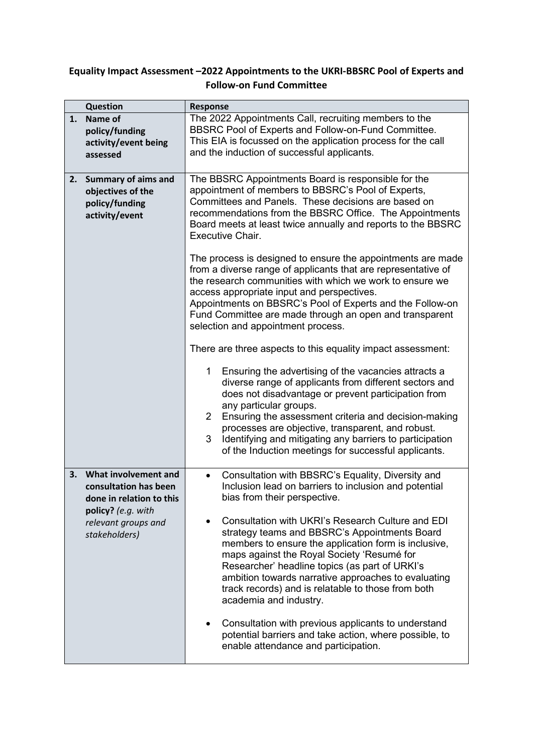**Equality Impact Assessment –2022 Appointments to the UKRI-BBSRC Pool of Experts and Follow-on Fund Committee**

| | Question | Response |
|---|---|---|
| 1. | **Name of policy/funding activity/event being assessed** | The 2022 Appointments Call, recruiting members to the BBSRC Pool of Experts and Follow-on-Fund Committee. This EIA is focussed on the application process for the call and the induction of successful applicants. |
| 2. | **Summary of aims and objectives of the policy/funding activity/event** | The BBSRC Appointments Board is responsible for the appointment of members to BBSRC's Pool of Experts, Committees and Panels. These decisions are based on recommendations from the BBSRC Office. The Appointments Board meets at least twice annually and reports to the BBSRC Executive Chair.<br><br>The process is designed to ensure the appointments are made from a diverse range of applicants that are representative of the research communities with which we work to ensure we access appropriate input and perspectives. Appointments on BBSRC's Pool of Experts and the Follow-on Fund Committee are made through an open and transparent selection and appointment process.<br><br>There are three aspects to this equality impact assessment:<br><br>1 Ensuring the advertising of the vacancies attracts a diverse range of applicants from different sectors and does not disadvantage or prevent participation from any particular groups.<br>2 Ensuring the assessment criteria and decision-making processes are objective, transparent, and robust.<br>3 Identifying and mitigating any barriers to participation of the Induction meetings for successful applicants. |
| 3. | **What involvement and consultation has been done in relation to this policy?** *(e.g. with relevant groups and stakeholders)* | • Consultation with BBSRC's Equality, Diversity and Inclusion lead on barriers to inclusion and potential bias from their perspective.<br><br>• Consultation with UKRI's Research Culture and EDI strategy teams and BBSRC's Appointments Board members to ensure the application form is inclusive, maps against the Royal Society 'Resumé for Researcher' headline topics (as part of URKI's ambition towards narrative approaches to evaluating track records) and is relatable to those from both academia and industry.<br><br>• Consultation with previous applicants to understand potential barriers and take action, where possible, to enable attendance and participation. |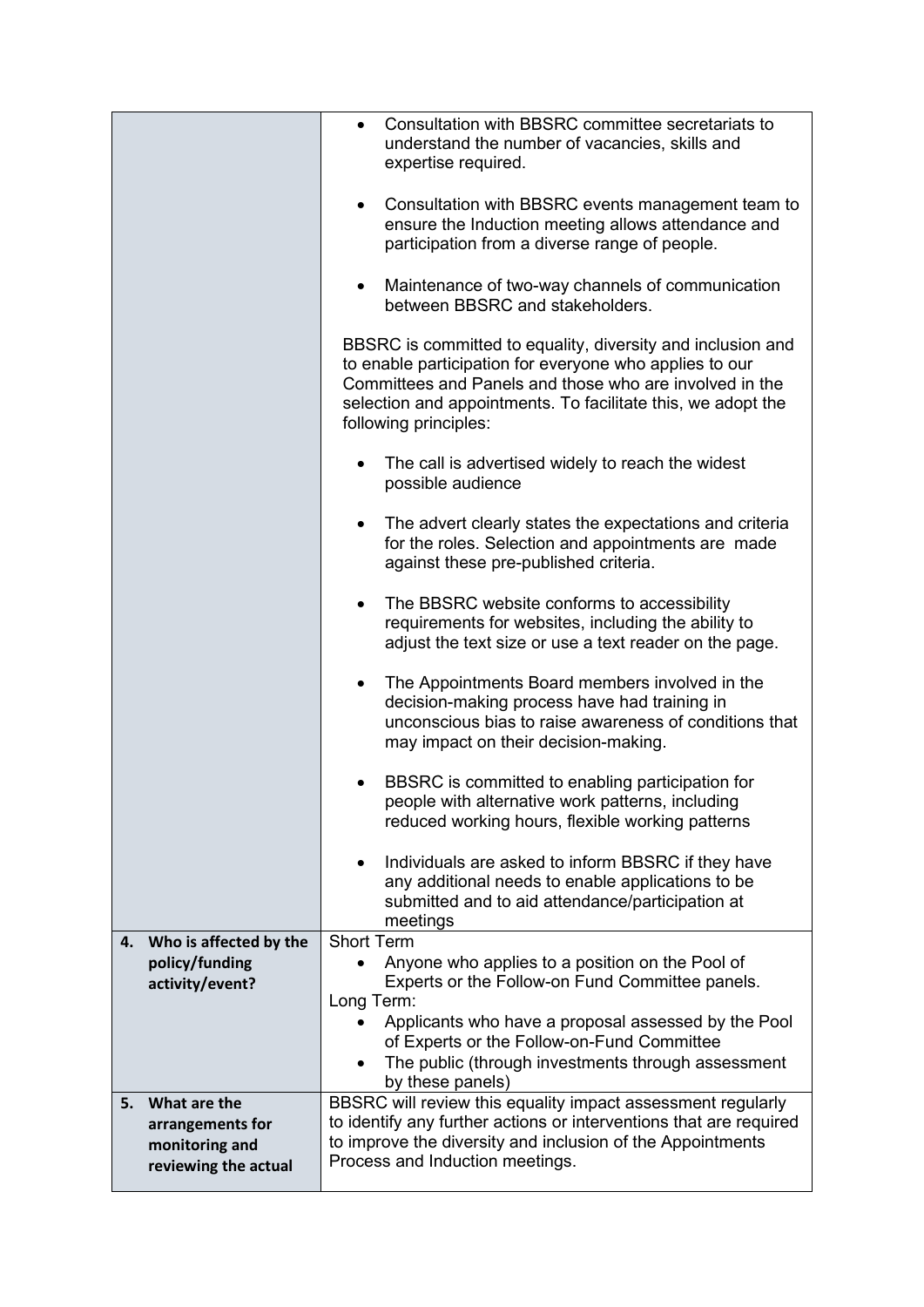| | |
|---|---|
| | • Consultation with BBSRC committee secretariats to understand the number of vacancies, skills and expertise required.<br><br>• Consultation with BBSRC events management team to ensure the Induction meeting allows attendance and participation from a diverse range of people.<br><br>• Maintenance of two-way channels of communication between BBSRC and stakeholders.<br><br>BBSRC is committed to equality, diversity and inclusion and to enable participation for everyone who applies to our Committees and Panels and those who are involved in the selection and appointments. To facilitate this, we adopt the following principles:<br><br>• The call is advertised widely to reach the widest possible audience<br><br>• The advert clearly states the expectations and criteria for the roles. Selection and appointments are made against these pre-published criteria.<br><br>• The BBSRC website conforms to accessibility requirements for websites, including the ability to adjust the text size or use a text reader on the page.<br><br>• The Appointments Board members involved in the decision-making process have had training in unconscious bias to raise awareness of conditions that may impact on their decision-making.<br><br>• BBSRC is committed to enabling participation for people with alternative work patterns, including reduced working hours, flexible working patterns<br><br>• Individuals are asked to inform BBSRC if they have any additional needs to enable applications to be submitted and to aid attendance/participation at meetings |
| **4. Who is affected by the policy/funding activity/event?** | Short Term<br>• Anyone who applies to a position on the Pool of Experts or the Follow-on Fund Committee panels.<br>Long Term:<br>• Applicants who have a proposal assessed by the Pool of Experts or the Follow-on-Fund Committee<br>• The public (through investments through assessment by these panels) |
| **5. What are the arrangements for monitoring and reviewing the actual** | BBSRC will review this equality impact assessment regularly to identify any further actions or interventions that are required to improve the diversity and inclusion of the Appointments Process and Induction meetings. |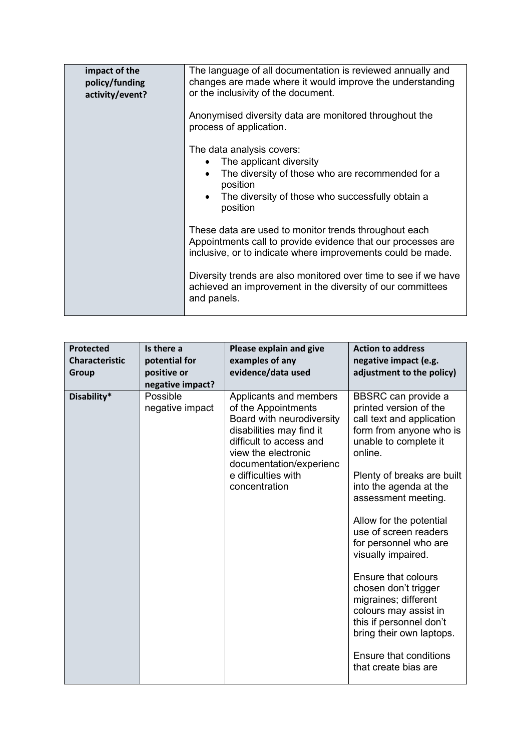| impact of the policy/funding activity/event? | The language of all documentation is reviewed annually and changes are made where it would improve the understanding or the inclusivity of the document.<br><br>Anonymised diversity data are monitored throughout the process of application.<br><br>The data analysis covers:<br>• The applicant diversity<br>• The diversity of those who are recommended for a position<br>• The diversity of those who successfully obtain a position<br><br>These data are used to monitor trends throughout each Appointments call to provide evidence that our processes are inclusive, or to indicate where improvements could be made.<br><br>Diversity trends are also monitored over time to see if we have achieved an improvement in the diversity of our committees and panels. |
|---|---|

| Protected Characteristic Group | Is there a potential for positive or negative impact? | Please explain and give examples of any evidence/data used | Action to address negative impact (e.g. adjustment to the policy) |
|---|---|---|---|
| Disability* | Possible negative impact | Applicants and members of the Appointments Board with neurodiversity disabilities may find it difficult to access and view the electronic documentation/experience difficulties with concentration | BBSRC can provide a printed version of the call text and application form from anyone who is unable to complete it online.<br><br>Plenty of breaks are built into the agenda at the assessment meeting.<br><br>Allow for the potential use of screen readers for personnel who are visually impaired.<br><br>Ensure that colours chosen don't trigger migraines; different colours may assist in this if personnel don't bring their own laptops.<br><br>Ensure that conditions that create bias are |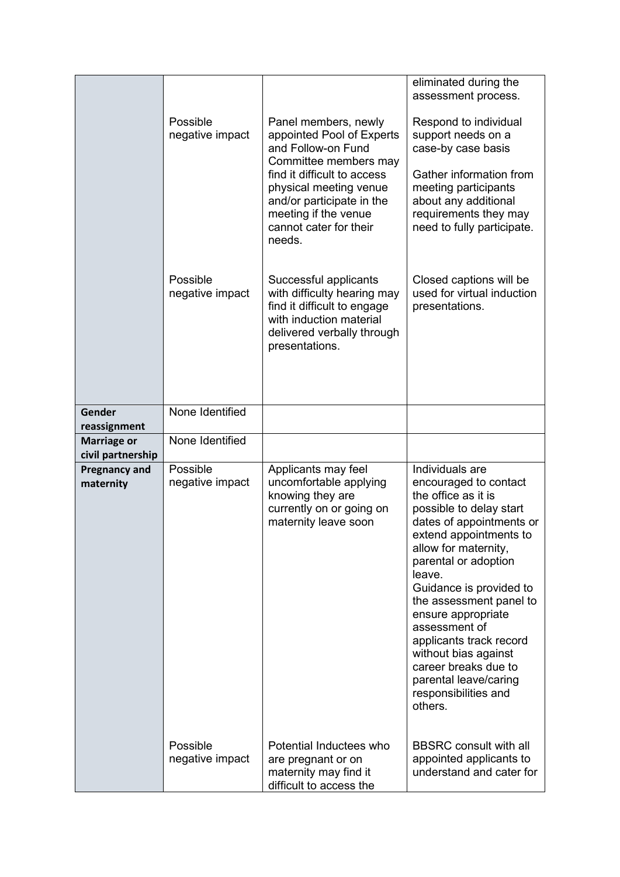| | | | |
|---|---|---|---|
| | | | eliminated during the assessment process. |
| | Possible negative impact | Panel members, newly appointed Pool of Experts and Follow-on Fund Committee members may find it difficult to access physical meeting venue and/or participate in the meeting if the venue cannot cater for their needs. | Respond to individual support needs on a case-by case basis<br><br>Gather information from meeting participants about any additional requirements they may need to fully participate. |
| | Possible negative impact | Successful applicants with difficulty hearing may find it difficult to engage with induction material delivered verbally through presentations. | Closed captions will be used for virtual induction presentations. |
| **Gender reassignment** | None Identified | | |
| **Marriage or civil partnership** | None Identified | | |
| **Pregnancy and maternity** | Possible negative impact | Applicants may feel uncomfortable applying knowing they are currently on or going on maternity leave soon | Individuals are encouraged to contact the office as it is possible to delay start dates of appointments or extend appointments to allow for maternity, parental or adoption leave.<br>Guidance is provided to the assessment panel to ensure appropriate assessment of applicants track record without bias against career breaks due to parental leave/caring responsibilities and others. |
| | Possible negative impact | Potential Inductees who are pregnant or on maternity may find it difficult to access the | BBSRC consult with all appointed applicants to understand and cater for |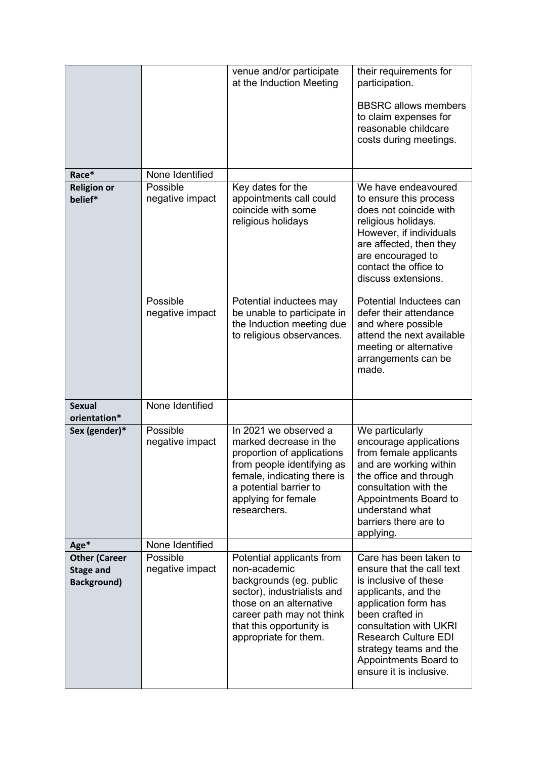| | | | |
|---|---|---|---|
| | | venue and/or participate at the Induction Meeting | their requirements for participation.<br><br>BBSRC allows members to claim expenses for reasonable childcare costs during meetings. |
| **Race*** | None Identified | | |
| **Religion or belief*** | Possible negative impact | Key dates for the appointments call could coincide with some religious holidays | We have endeavoured to ensure this process does not coincide with religious holidays. However, if individuals are affected, then they are encouraged to contact the office to discuss extensions. |
| | Possible negative impact | Potential inductees may be unable to participate in the Induction meeting due to religious observances. | Potential Inductees can defer their attendance and where possible attend the next available meeting or alternative arrangements can be made. |
| **Sexual orientation*** | None Identified | | |
| **Sex (gender)*** | Possible negative impact | In 2021 we observed a marked decrease in the proportion of applications from people identifying as female, indicating there is a potential barrier to applying for female researchers. | We particularly encourage applications from female applicants and are working within the office and through consultation with the Appointments Board to understand what barriers there are to applying. |
| **Age*** | None Identified | | |
| **Other (Career Stage and Background)** | Possible negative impact | Potential applicants from non-academic backgrounds (eg. public sector), industrialists and those on an alternative career path may not think that this opportunity is appropriate for them. | Care has been taken to ensure that the call text is inclusive of these applicants, and the application form has been crafted in consultation with UKRI Research Culture EDI strategy teams and the Appointments Board to ensure it is inclusive. |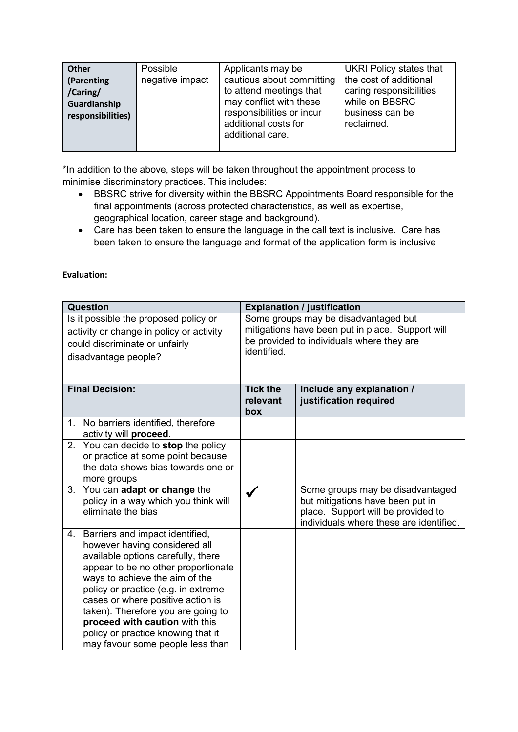| **Other (Parenting /Caring/ Guardianship responsibilities)** | Possible negative impact | Applicants may be cautious about committing to attend meetings that may conflict with these responsibilities or incur additional costs for additional care. | UKRI Policy states that the cost of additional caring responsibilities while on BBSRC business can be reclaimed. |
|---|---|---|---|

*In addition to the above, steps will be taken throughout the appointment process to minimise discriminatory practices. This includes:

- BBSRC strive for diversity within the BBSRC Appointments Board responsible for the final appointments (across protected characteristics, as well as expertise, geographical location, career stage and background).
- Care has been taken to ensure the language in the call text is inclusive. Care has been taken to ensure the language and format of the application form is inclusive

**Evaluation:**

| **Question** | **Explanation / justification** |
|---|---|
| Is it possible the proposed policy or activity or change in policy or activity could discriminate or unfairly disadvantage people? | Some groups may be disadvantaged but mitigations have been put in place. Support will be provided to individuals where they are identified. |

| **Final Decision:** | **Tick the relevant box** | **Include any explanation / justification required** |
|---|---|---|
| 1. No barriers identified, therefore activity will **proceed**. | | |
| 2. You can decide to **stop** the policy or practice at some point because the data shows bias towards one or more groups | | |
| 3. You can **adapt or change** the policy in a way which you think will eliminate the bias | ✓ | Some groups may be disadvantaged but mitigations have been put in place. Support will be provided to individuals where these are identified. |
| 4. Barriers and impact identified, however having considered all available options carefully, there appear to be no other proportionate ways to achieve the aim of the policy or practice (e.g. in extreme cases or where positive action is taken). Therefore you are going to **proceed with caution** with this policy or practice knowing that it may favour some people less than | | |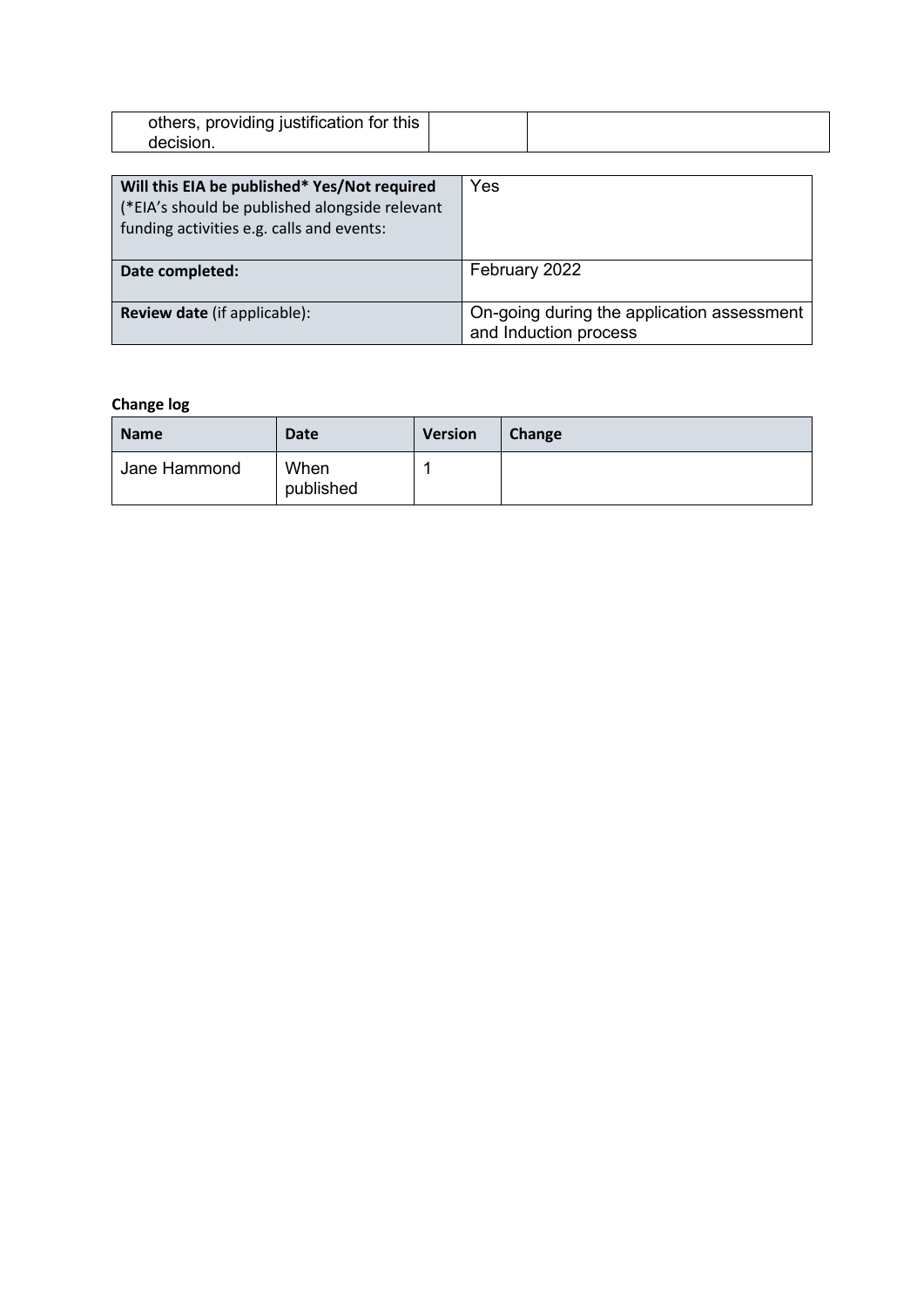| | | |
|---|---|---|
| others, providing justification for this decision. | | |

| | |
|---|---|
| **Will this EIA be published\* Yes/Not required** (\*EIA's should be published alongside relevant funding activities e.g. calls and events: | Yes |
| **Date completed:** | February 2022 |
| **Review date** (if applicable): | On-going during the application assessment and Induction process |

**Change log**

| Name | Date | Version | Change |
|---|---|---|---|
| Jane Hammond | When published | 1 | |